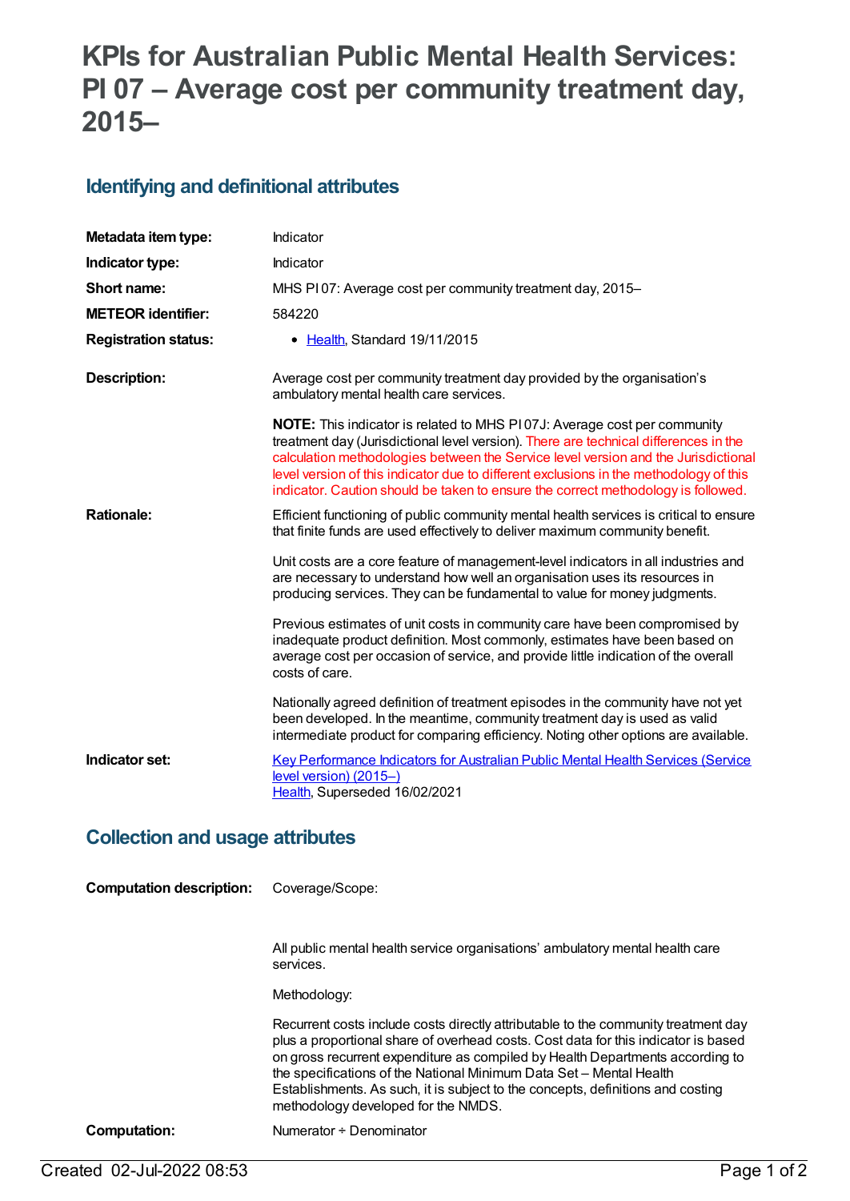# KPIs for Australian Public Mental Health Services: PI 07 – Average cost per community treatment day, 2015–

## Identifying and definitional attributes

| | |
|---|---|
| **Metadata item type:** | Indicator |
| **Indicator type:** | Indicator |
| **Short name:** | MHS PI 07: Average cost per community treatment day, 2015– |
| **METEOR identifier:** | 584220 |
| **Registration status:** | • Health, Standard 19/11/2015 |
| **Description:** | Average cost per community treatment day provided by the organisation's ambulatory mental health care services.<br><br>**NOTE:** This indicator is related to MHS PI 07J: Average cost per community treatment day (Jurisdictional level version). There are technical differences in the calculation methodologies between the Service level version and the Jurisdictional level version of this indicator due to different exclusions in the methodology of this indicator. Caution should be taken to ensure the correct methodology is followed. |
| **Rationale:** | Efficient functioning of public community mental health services is critical to ensure that finite funds are used effectively to deliver maximum community benefit.<br><br>Unit costs are a core feature of management-level indicators in all industries and are necessary to understand how well an organisation uses its resources in producing services. They can be fundamental to value for money judgments.<br><br>Previous estimates of unit costs in community care have been compromised by inadequate product definition. Most commonly, estimates have been based on average cost per occasion of service, and provide little indication of the overall costs of care.<br><br>Nationally agreed definition of treatment episodes in the community have not yet been developed. In the meantime, community treatment day is used as valid intermediate product for comparing efficiency. Noting other options are available. |
| **Indicator set:** | Key Performance Indicators for Australian Public Mental Health Services (Service level version) (2015–)<br>Health, Superseded 16/02/2021 |

## Collection and usage attributes

| | |
|---|---|
| **Computation description:** | Coverage/Scope:<br><br>All public mental health service organisations' ambulatory mental health care services.<br><br>Methodology:<br><br>Recurrent costs include costs directly attributable to the community treatment day plus a proportional share of overhead costs. Cost data for this indicator is based on gross recurrent expenditure as compiled by Health Departments according to the specifications of the National Minimum Data Set – Mental Health Establishments. As such, it is subject to the concepts, definitions and costing methodology developed for the NMDS. |
| **Computation:** | Numerator ÷ Denominator |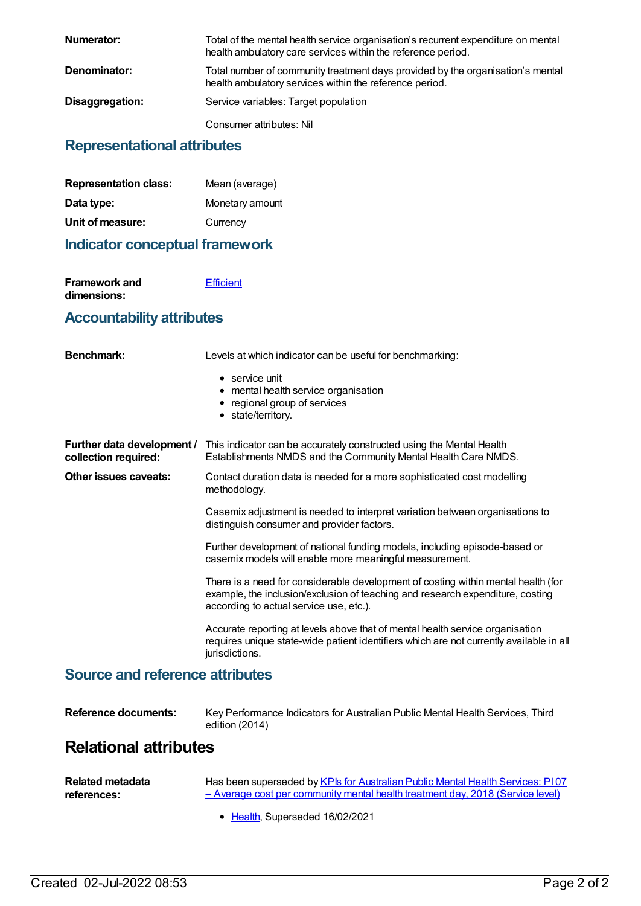| | |
|---|---|
| **Numerator:** | Total of the mental health service organisation's recurrent expenditure on mental health ambulatory care services within the reference period. |
| **Denominator:** | Total number of community treatment days provided by the organisation's mental health ambulatory services within the reference period. |
| **Disaggregation:** | Service variables: Target population<br><br>Consumer attributes: Nil |

## Representational attributes

| | |
|---|---|
| **Representation class:** | Mean (average) |
| **Data type:** | Monetary amount |
| **Unit of measure:** | Currency |

## Indicator conceptual framework

| | |
|---|---|
| **Framework and dimensions:** | Efficient |

## Accountability attributes

**Benchmark:**

Levels at which indicator can be useful for benchmarking:

- service unit
- mental health service organisation
- regional group of services
- state/territory.

**Further data development / collection required:**

This indicator can be accurately constructed using the Mental Health Establishments NMDS and the Community Mental Health Care NMDS.

**Other issues caveats:**

Contact duration data is needed for a more sophisticated cost modelling methodology.

Casemix adjustment is needed to interpret variation between organisations to distinguish consumer and provider factors.

Further development of national funding models, including episode-based or casemix models will enable more meaningful measurement.

There is a need for considerable development of costing within mental health (for example, the inclusion/exclusion of teaching and research expenditure, costing according to actual service use, etc.).

Accurate reporting at levels above that of mental health service organisation requires unique state-wide patient identifiers which are not currently available in all jurisdictions.

## Source and reference attributes

| | |
|---|---|
| **Reference documents:** | Key Performance Indicators for Australian Public Mental Health Services, Third edition (2014) |

# Relational attributes

**Related metadata references:**

Has been superseded by KPIs for Australian Public Mental Health Services: PI 07 – Average cost per community mental health treatment day, 2018 (Service level)

- Health, Superseded 16/02/2021